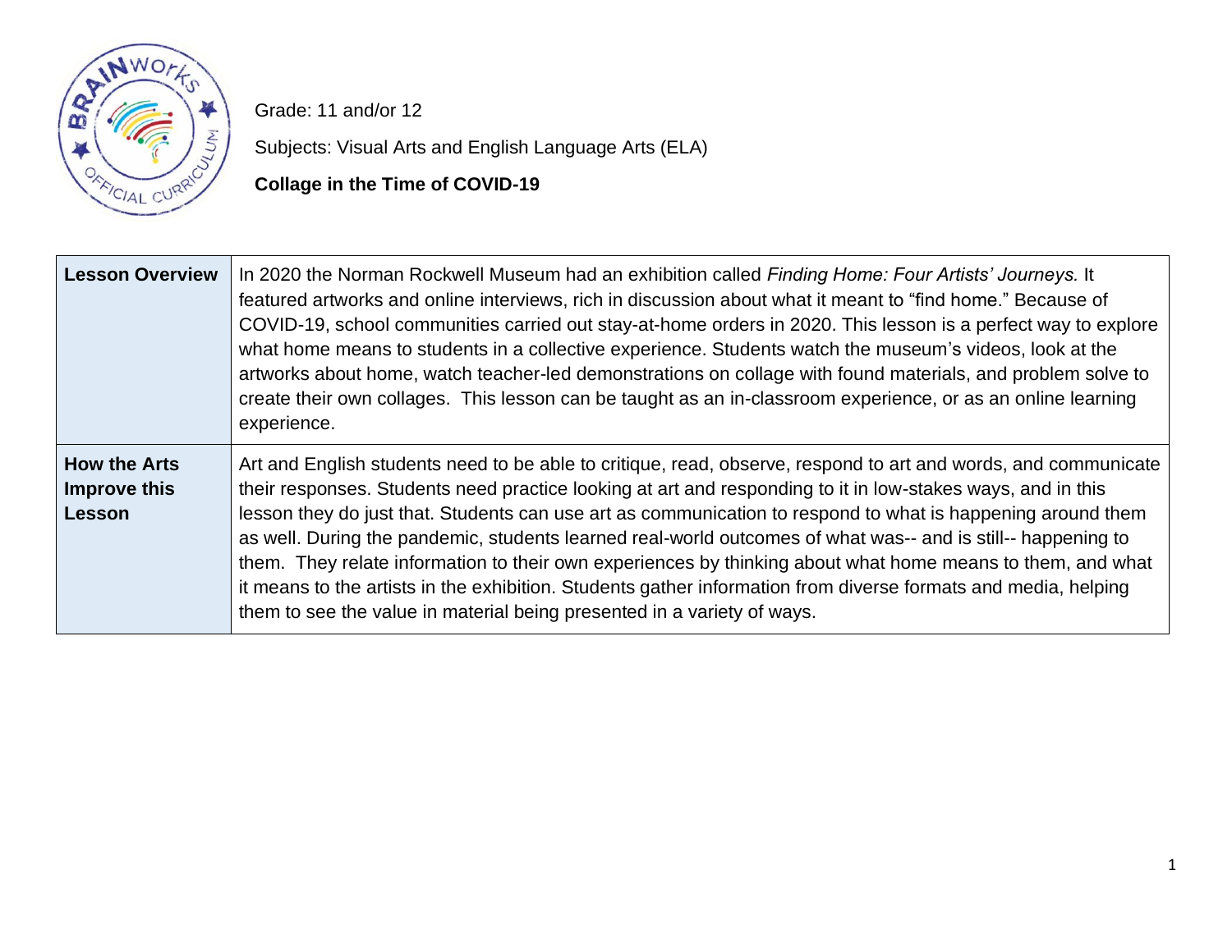Grade: 11 and/or 12

Subjects: Visual Arts and English Language Arts (ELA)

**Collage in the Time of COVID-19**

| **Lesson Overview** | In 2020 the Norman Rockwell Museum had an exhibition called *Finding Home: Four Artists' Journeys.* It featured artworks and online interviews, rich in discussion about what it meant to "find home." Because of COVID-19, school communities carried out stay-at-home orders in 2020. This lesson is a perfect way to explore what home means to students in a collective experience. Students watch the museum's videos, look at the artworks about home, watch teacher-led demonstrations on collage with found materials, and problem solve to create their own collages. This lesson can be taught as an in-classroom experience, or as an online learning experience. |
|---|---|
| **How the Arts Improve this Lesson** | Art and English students need to be able to critique, read, observe, respond to art and words, and communicate their responses. Students need practice looking at art and responding to it in low-stakes ways, and in this lesson they do just that. Students can use art as communication to respond to what is happening around them as well. During the pandemic, students learned real-world outcomes of what was-- and is still-- happening to them. They relate information to their own experiences by thinking about what home means to them, and what it means to the artists in the exhibition. Students gather information from diverse formats and media, helping them to see the value in material being presented in a variety of ways. |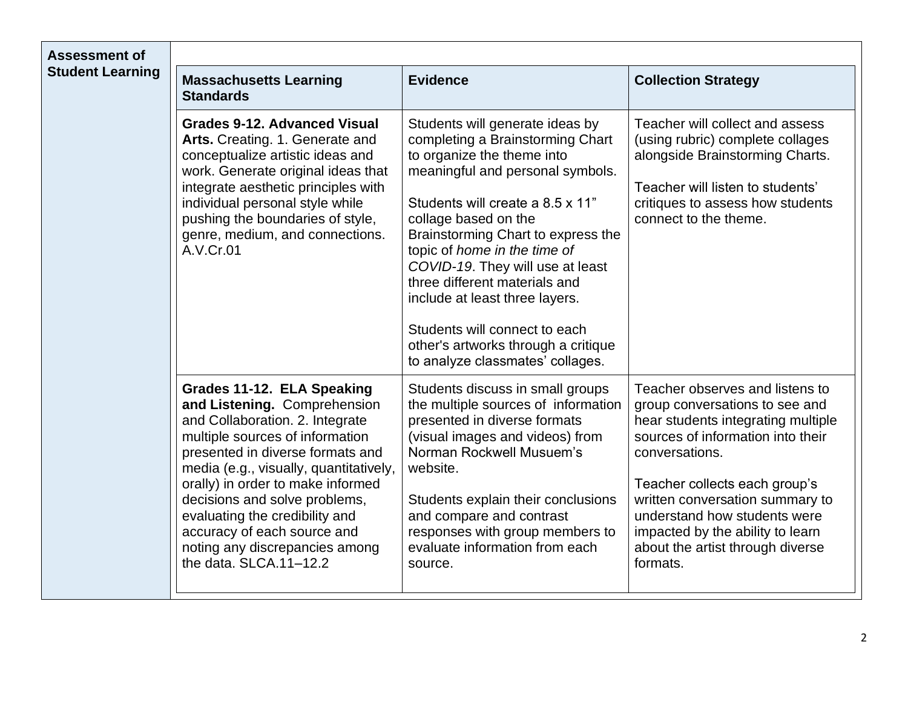**Assessment of Student Learning**

| Massachusetts Learning Standards | Evidence | Collection Strategy |
|---|---|---|
| **Grades 9-12. Advanced Visual Arts.** Creating. 1. Generate and conceptualize artistic ideas and work. Generate original ideas that integrate aesthetic principles with individual personal style while pushing the boundaries of style, genre, medium, and connections. A.V.Cr.01 | Students will generate ideas by completing a Brainstorming Chart to organize the theme into meaningful and personal symbols.<br><br>Students will create a 8.5 x 11" collage based on the Brainstorming Chart to express the topic of *home in the time of COVID-19*. They will use at least three different materials and include at least three layers.<br><br>Students will connect to each other's artworks through a critique to analyze classmates' collages. | Teacher will collect and assess (using rubric) complete collages alongside Brainstorming Charts.<br><br>Teacher will listen to students' critiques to assess how students connect to the theme. |
| **Grades 11-12. ELA Speaking and Listening.** Comprehension and Collaboration. 2. Integrate multiple sources of information presented in diverse formats and media (e.g., visually, quantitatively, orally) in order to make informed decisions and solve problems, evaluating the credibility and accuracy of each source and noting any discrepancies among the data. SLCA.11–12.2 | Students discuss in small groups the multiple sources of information presented in diverse formats (visual images and videos) from Norman Rockwell Musuem's website.<br><br>Students explain their conclusions and compare and contrast responses with group members to evaluate information from each source. | Teacher observes and listens to group conversations to see and hear students integrating multiple sources of information into their conversations.<br><br>Teacher collects each group's written conversation summary to understand how students were impacted by the ability to learn about the artist through diverse formats. |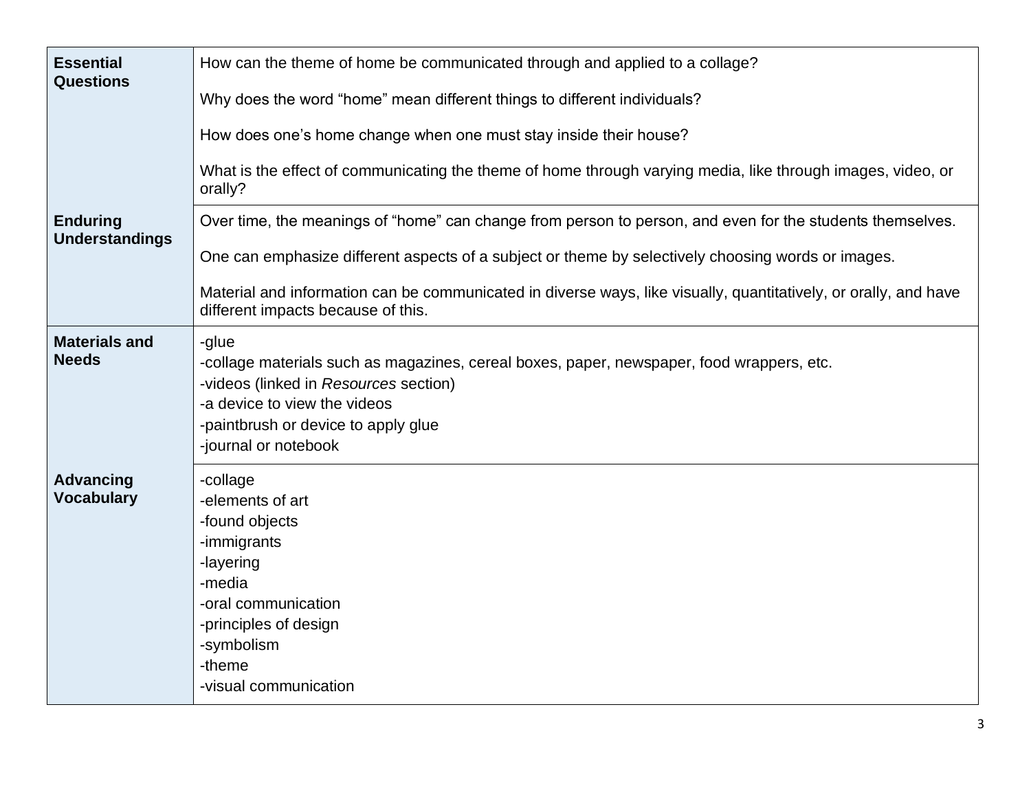| | |
|---|---|
| **Essential Questions** | How can the theme of home be communicated through and applied to a collage?<br><br>Why does the word “home” mean different things to different individuals?<br><br>How does one’s home change when one must stay inside their house?<br><br>What is the effect of communicating the theme of home through varying media, like through images, video, or orally? |
| **Enduring Understandings** | Over time, the meanings of “home” can change from person to person, and even for the students themselves.<br><br>One can emphasize different aspects of a subject or theme by selectively choosing words or images.<br><br>Material and information can be communicated in diverse ways, like visually, quantitatively, or orally, and have different impacts because of this. |
| **Materials and Needs** | -glue<br>-collage materials such as magazines, cereal boxes, paper, newspaper, food wrappers, etc.<br>-videos (linked in *Resources* section)<br>-a device to view the videos<br>-paintbrush or device to apply glue<br>-journal or notebook |
| **Advancing Vocabulary** | -collage<br>-elements of art<br>-found objects<br>-immigrants<br>-layering<br>-media<br>-oral communication<br>-principles of design<br>-symbolism<br>-theme<br>-visual communication |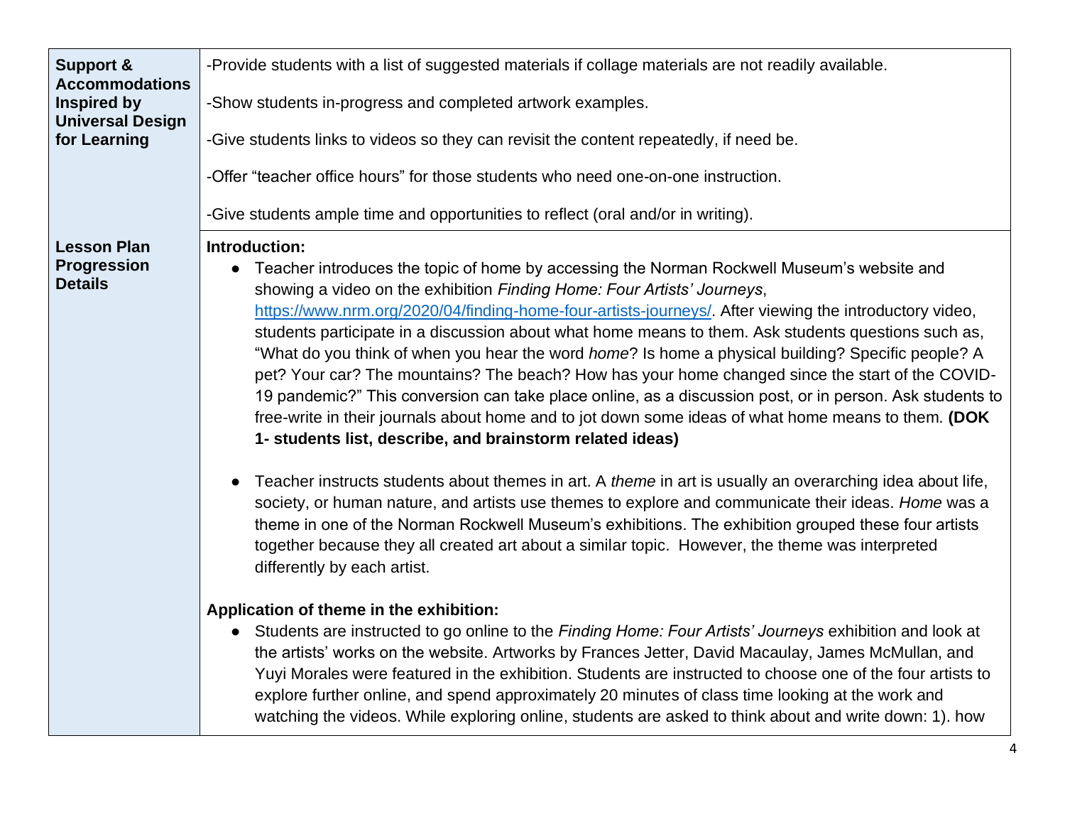| | |
|---|---|
| **Support & Accommodations Inspired by Universal Design for Learning** | -Provide students with a list of suggested materials if collage materials are not readily available.<br><br>-Show students in-progress and completed artwork examples.<br><br>-Give students links to videos so they can revisit the content repeatedly, if need be.<br><br>-Offer "teacher office hours" for those students who need one-on-one instruction.<br><br>-Give students ample time and opportunities to reflect (oral and/or in writing). |
| **Lesson Plan Progression Details** | **Introduction:**<br>● Teacher introduces the topic of home by accessing the Norman Rockwell Museum's website and showing a video on the exhibition *Finding Home: Four Artists' Journeys*, https://www.nrm.org/2020/04/finding-home-four-artists-journeys/. After viewing the introductory video, students participate in a discussion about what home means to them. Ask students questions such as, "What do you think of when you hear the word *home*? Is home a physical building? Specific people? A pet? Your car? The mountains? The beach? How has your home changed since the start of the COVID-19 pandemic?" This conversion can take place online, as a discussion post, or in person. Ask students to free-write in their journals about home and to jot down some ideas of what home means to them. **(DOK 1- students list, describe, and brainstorm related ideas)**<br><br>● Teacher instructs students about themes in art. A *theme* in art is usually an overarching idea about life, society, or human nature, and artists use themes to explore and communicate their ideas. *Home* was a theme in one of the Norman Rockwell Museum's exhibitions. The exhibition grouped these four artists together because they all created art about a similar topic. However, the theme was interpreted differently by each artist.<br><br>**Application of theme in the exhibition:**<br>● Students are instructed to go online to the *Finding Home: Four Artists' Journeys* exhibition and look at the artists' works on the website. Artworks by Frances Jetter, David Macaulay, James McMullan, and Yuyi Morales were featured in the exhibition. Students are instructed to choose one of the four artists to explore further online, and spend approximately 20 minutes of class time looking at the work and watching the videos. While exploring online, students are asked to think about and write down: 1). how |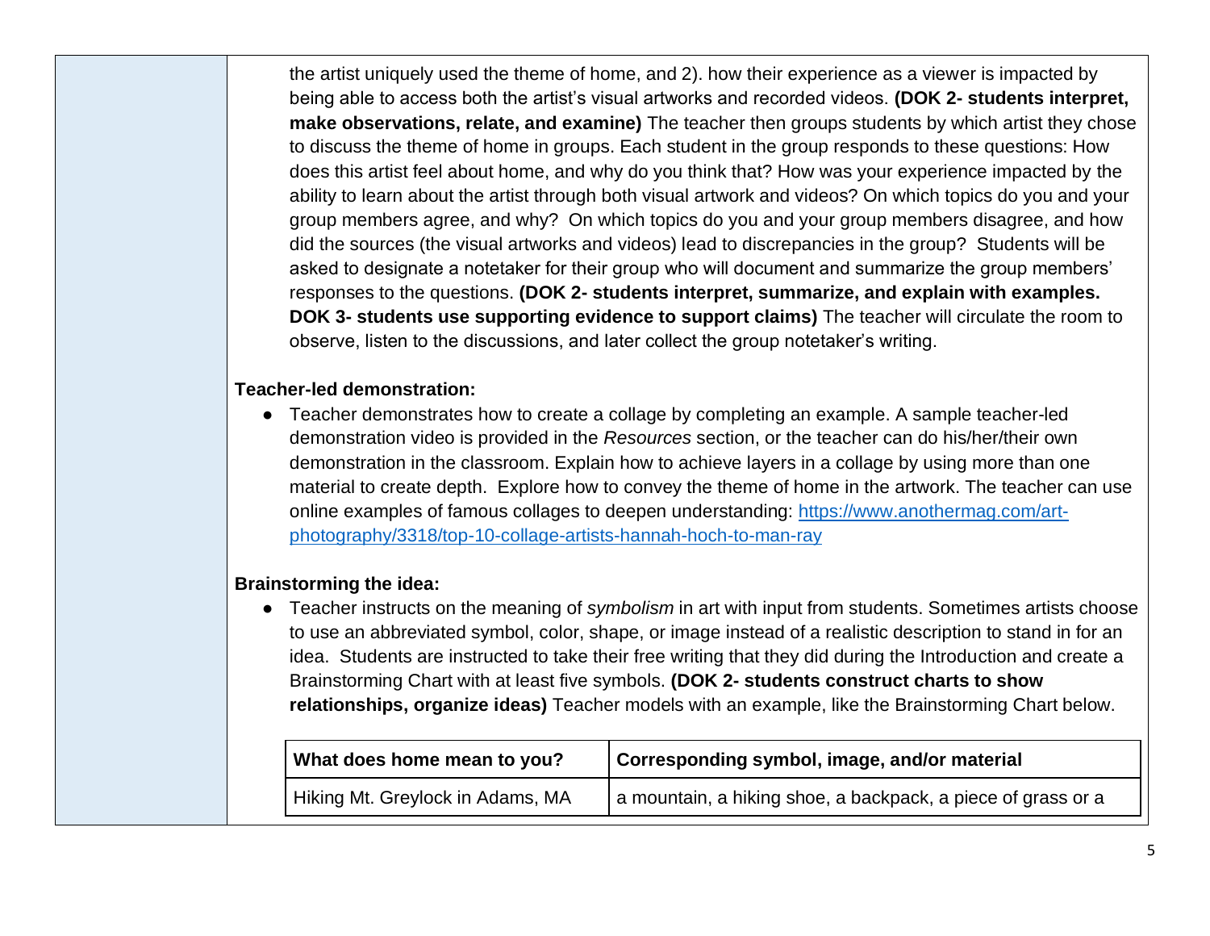the artist uniquely used the theme of home, and 2). how their experience as a viewer is impacted by being able to access both the artist's visual artworks and recorded videos. **(DOK 2- students interpret, make observations, relate, and examine)** The teacher then groups students by which artist they chose to discuss the theme of home in groups. Each student in the group responds to these questions: How does this artist feel about home, and why do you think that? How was your experience impacted by the ability to learn about the artist through both visual artwork and videos? On which topics do you and your group members agree, and why? On which topics do you and your group members disagree, and how did the sources (the visual artworks and videos) lead to discrepancies in the group? Students will be asked to designate a notetaker for their group who will document and summarize the group members' responses to the questions. **(DOK 2- students interpret, summarize, and explain with examples. DOK 3- students use supporting evidence to support claims)** The teacher will circulate the room to observe, listen to the discussions, and later collect the group notetaker's writing.

**Teacher-led demonstration:**

- Teacher demonstrates how to create a collage by completing an example. A sample teacher-led demonstration video is provided in the *Resources* section, or the teacher can do his/her/their own demonstration in the classroom. Explain how to achieve layers in a collage by using more than one material to create depth. Explore how to convey the theme of home in the artwork. The teacher can use online examples of famous collages to deepen understanding: [https://www.anothermag.com/art-photography/3318/top-10-collage-artists-hannah-hoch-to-man-ray](https://www.anothermag.com/art-photography/3318/top-10-collage-artists-hannah-hoch-to-man-ray)

**Brainstorming the idea:**

- Teacher instructs on the meaning of *symbolism* in art with input from students. Sometimes artists choose to use an abbreviated symbol, color, shape, or image instead of a realistic description to stand in for an idea. Students are instructed to take their free writing that they did during the Introduction and create a Brainstorming Chart with at least five symbols. **(DOK 2- students construct charts to show relationships, organize ideas)** Teacher models with an example, like the Brainstorming Chart below.

| What does home mean to you? | Corresponding symbol, image, and/or material |
|---|---|
| Hiking Mt. Greylock in Adams, MA | a mountain, a hiking shoe, a backpack, a piece of grass or a |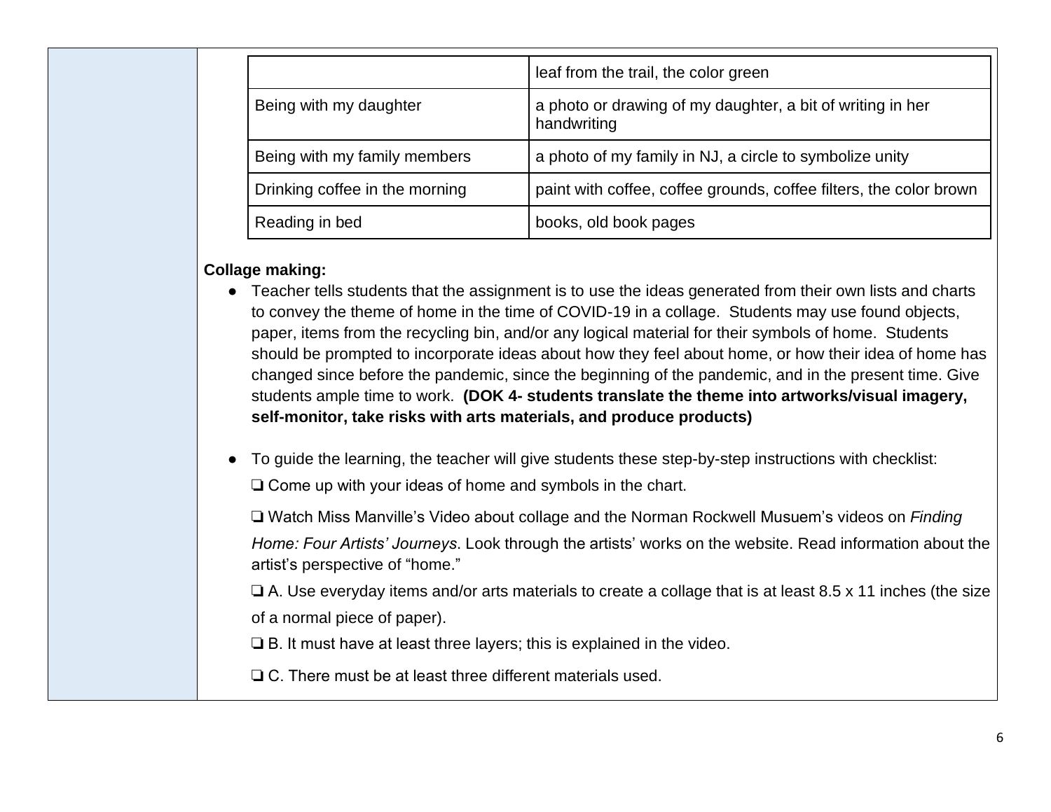| | |
|---|---|
| | leaf from the trail, the color green |
| Being with my daughter | a photo or drawing of my daughter, a bit of writing in her handwriting |
| Being with my family members | a photo of my family in NJ, a circle to symbolize unity |
| Drinking coffee in the morning | paint with coffee, coffee grounds, coffee filters, the color brown |
| Reading in bed | books, old book pages |

**Collage making:**

- Teacher tells students that the assignment is to use the ideas generated from their own lists and charts to convey the theme of home in the time of COVID-19 in a collage. Students may use found objects, paper, items from the recycling bin, and/or any logical material for their symbols of home. Students should be prompted to incorporate ideas about how they feel about home, or how their idea of home has changed since before the pandemic, since the beginning of the pandemic, and in the present time. Give students ample time to work. **(DOK 4- students translate the theme into artworks/visual imagery, self-monitor, take risks with arts materials, and produce products)**

- To guide the learning, the teacher will give students these step-by-step instructions with checklist:

  ❏ Come up with your ideas of home and symbols in the chart.

  ❏ Watch Miss Manville's Video about collage and the Norman Rockwell Musuem's videos on *Finding Home: Four Artists' Journeys*. Look through the artists' works on the website. Read information about the artist's perspective of "home."

  ❏ A. Use everyday items and/or arts materials to create a collage that is at least 8.5 x 11 inches (the size of a normal piece of paper).

  ❏ B. It must have at least three layers; this is explained in the video.

  ❏ C. There must be at least three different materials used.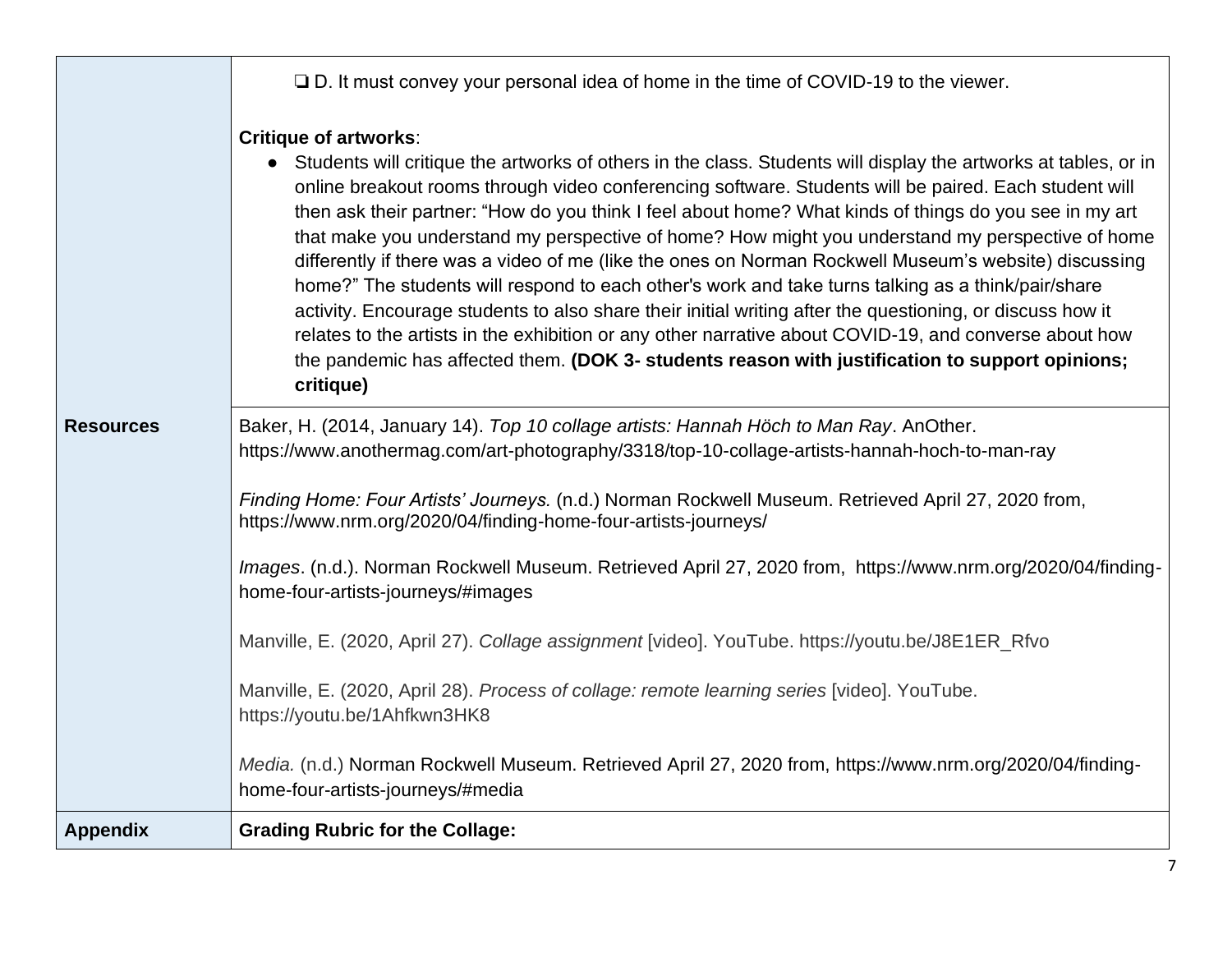| | |
|---|---|
| | ❏ D. It must convey your personal idea of home in the time of COVID-19 to the viewer.<br><br>**Critique of artworks**:<br>● Students will critique the artworks of others in the class. Students will display the artworks at tables, or in online breakout rooms through video conferencing software. Students will be paired. Each student will then ask their partner: "How do you think I feel about home? What kinds of things do you see in my art that make you understand my perspective of home? How might you understand my perspective of home differently if there was a video of me (like the ones on Norman Rockwell Museum's website) discussing home?" The students will respond to each other's work and take turns talking as a think/pair/share activity. Encourage students to also share their initial writing after the questioning, or discuss how it relates to the artists in the exhibition or any other narrative about COVID-19, and converse about how the pandemic has affected them. **(DOK 3- students reason with justification to support opinions; critique)** |
| **Resources** | Baker, H. (2014, January 14). *Top 10 collage artists: Hannah Höch to Man Ray*. AnOther. https://www.anothermag.com/art-photography/3318/top-10-collage-artists-hannah-hoch-to-man-ray<br><br>*Finding Home: Four Artists' Journeys.* (n.d.) Norman Rockwell Museum. Retrieved April 27, 2020 from, https://www.nrm.org/2020/04/finding-home-four-artists-journeys/<br><br>*Images*. (n.d.). Norman Rockwell Museum. Retrieved April 27, 2020 from, https://www.nrm.org/2020/04/finding-home-four-artists-journeys/#images<br><br>Manville, E. (2020, April 27). *Collage assignment* [video]. YouTube. https://youtu.be/J8E1ER_Rfvo<br><br>Manville, E. (2020, April 28). *Process of collage: remote learning series* [video]. YouTube. https://youtu.be/1Ahfkwn3HK8<br><br>*Media.* (n.d.) Norman Rockwell Museum. Retrieved April 27, 2020 from, https://www.nrm.org/2020/04/finding-home-four-artists-journeys/#media |
| **Appendix** | **Grading Rubric for the Collage:** |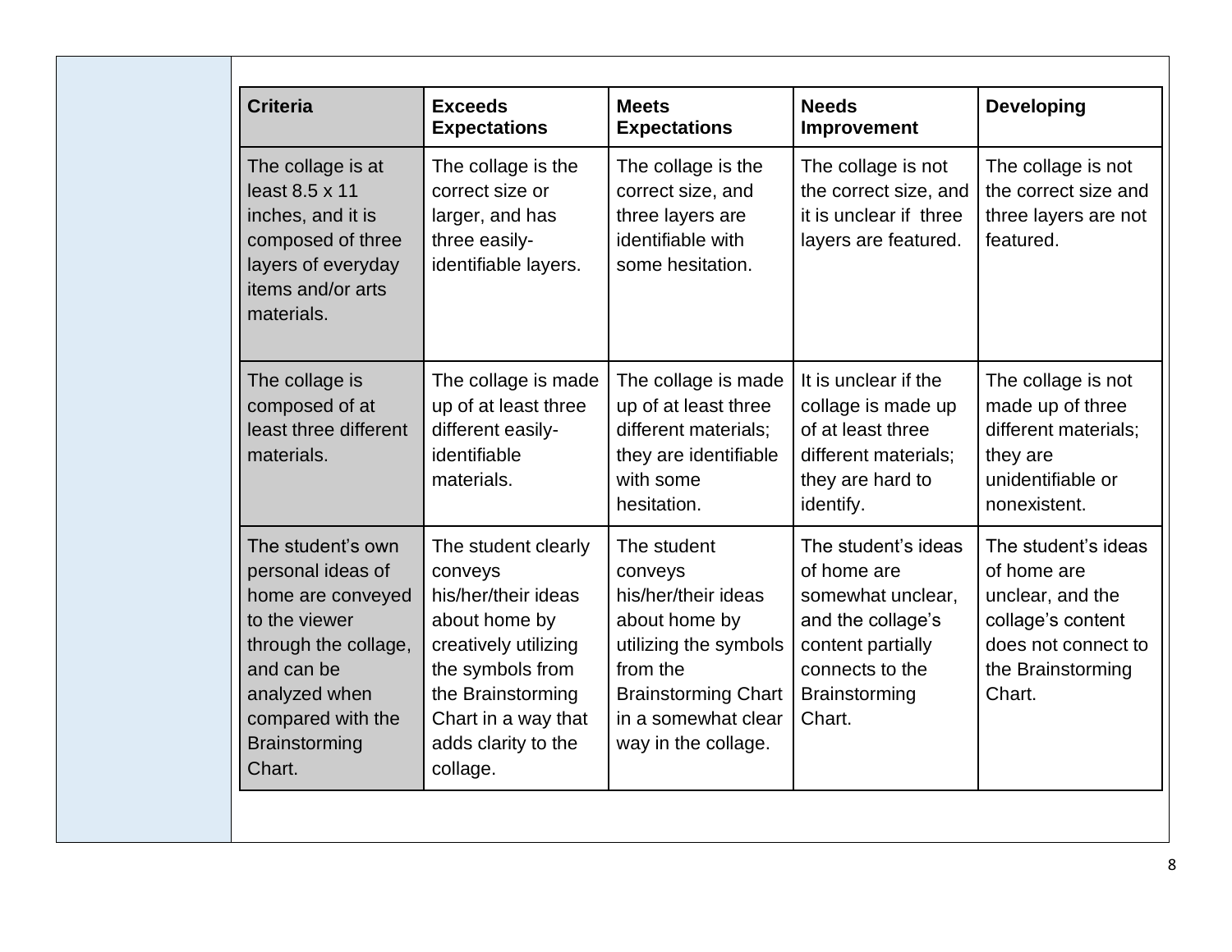| Criteria | Exceeds Expectations | Meets Expectations | Needs Improvement | Developing |
| --- | --- | --- | --- | --- |
| The collage is at least 8.5 x 11 inches, and it is composed of three layers of everyday items and/or arts materials. | The collage is the correct size or larger, and has three easily-identifiable layers. | The collage is the correct size, and three layers are identifiable with some hesitation. | The collage is not the correct size, and it is unclear if three layers are featured. | The collage is not the correct size and three layers are not featured. |
| The collage is composed of at least three different materials. | The collage is made up of at least three different easily-identifiable materials. | The collage is made up of at least three different materials; they are identifiable with some hesitation. | It is unclear if the collage is made up of at least three different materials; they are hard to identify. | The collage is not made up of three different materials; they are unidentifiable or nonexistent. |
| The student's own personal ideas of home are conveyed to the viewer through the collage, and can be analyzed when compared with the Brainstorming Chart. | The student clearly conveys his/her/their ideas about home by creatively utilizing the symbols from the Brainstorming Chart in a way that adds clarity to the collage. | The student conveys his/her/their ideas about home by utilizing the symbols from the Brainstorming Chart in a somewhat clear way in the collage. | The student's ideas of home are somewhat unclear, and the collage's content partially connects to the Brainstorming Chart. | The student's ideas of home are unclear, and the collage's content does not connect to the Brainstorming Chart. |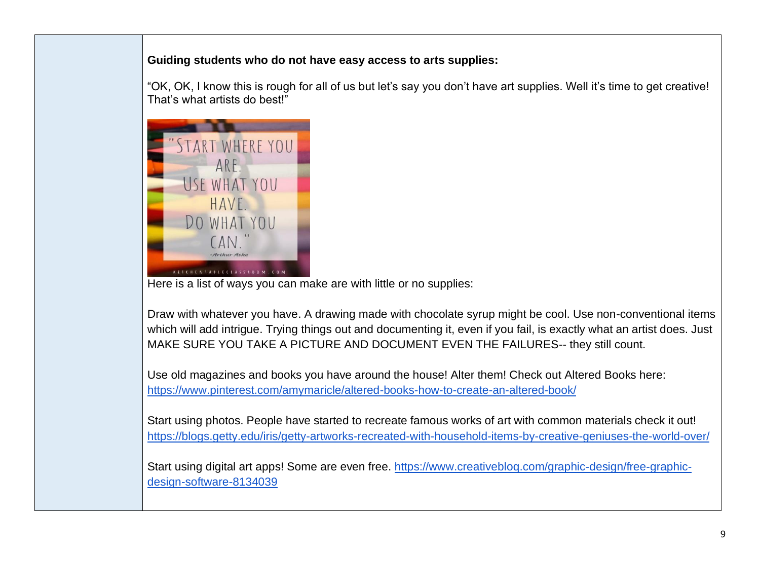**Guiding students who do not have easy access to arts supplies:**

"OK, OK, I know this is rough for all of us but let's say you don't have art supplies. Well it's time to get creative! That's what artists do best!"

Here is a list of ways you can make are with little or no supplies:

Draw with whatever you have. A drawing made with chocolate syrup might be cool. Use non-conventional items which will add intrigue. Trying things out and documenting it, even if you fail, is exactly what an artist does. Just MAKE SURE YOU TAKE A PICTURE AND DOCUMENT EVEN THE FAILURES-- they still count.

Use old magazines and books you have around the house! Alter them! Check out Altered Books here: https://www.pinterest.com/amymaricle/altered-books-how-to-create-an-altered-book/

Start using photos. People have started to recreate famous works of art with common materials check it out! https://blogs.getty.edu/iris/getty-artworks-recreated-with-household-items-by-creative-geniuses-the-world-over/

Start using digital art apps! Some are even free. https://www.creativebloq.com/graphic-design/free-graphic-design-software-8134039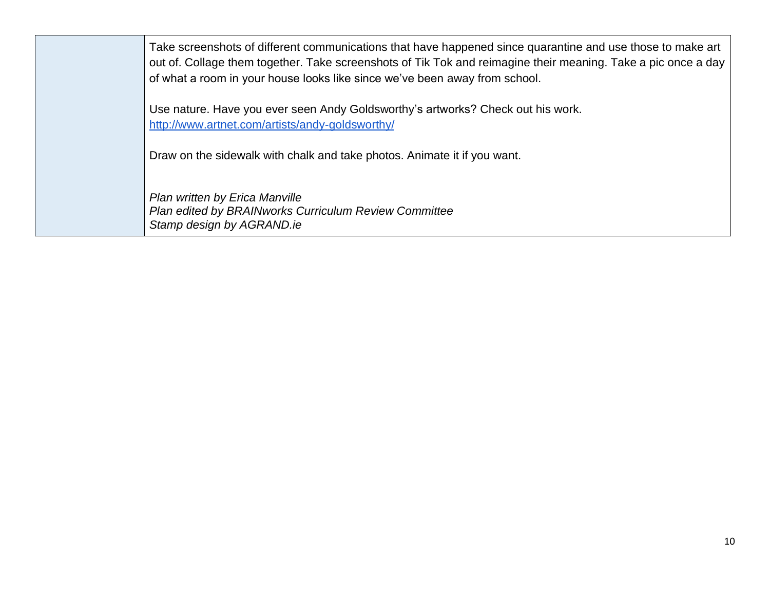| | |
|---|---|
| | Take screenshots of different communications that have happened since quarantine and use those to make art out of. Collage them together. Take screenshots of Tik Tok and reimagine their meaning. Take a pic once a day of what a room in your house looks like since we've been away from school.<br><br>Use nature. Have you ever seen Andy Goldsworthy's artworks? Check out his work. [http://www.artnet.com/artists/andy-goldsworthy/](http://www.artnet.com/artists/andy-goldsworthy/)<br><br>Draw on the sidewalk with chalk and take photos. Animate it if you want.<br><br>*Plan written by Erica Manville*<br>*Plan edited by BRAINworks Curriculum Review Committee*<br>*Stamp design by AGRAND.ie* |